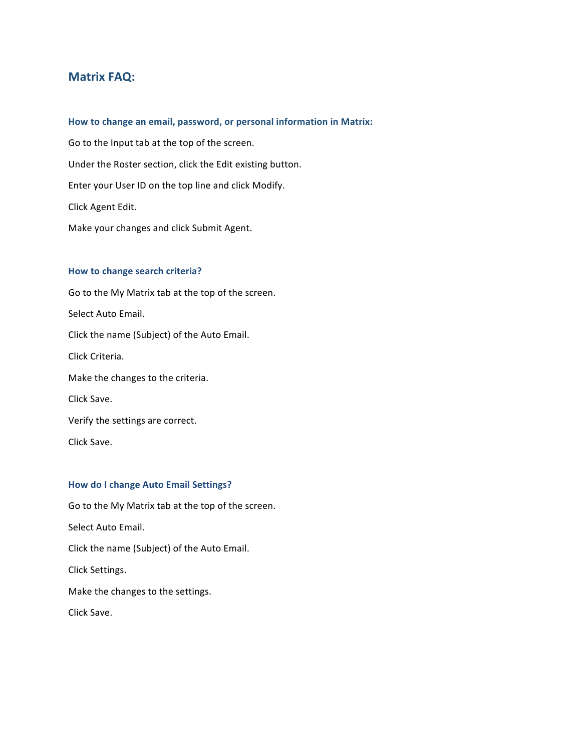# Matrix FAQ:

### How to change an email, password, or personal information in Matrix:

Go to the Input tab at the top of the screen.

Under the Roster section, click the Edit existing button.

Enter your User ID on the top line and click Modify.

Click Agent Edit.

Make your changes and click Submit Agent.

### How to change search criteria?

Go to the My Matrix tab at the top of the screen.

Select Auto Email.

Click the name (Subject) of the Auto Email.

Click Criteria.

Make the changes to the criteria.

Click Save.

Verify the settings are correct.

Click Save.

### How do I change Auto Email Settings?

Go to the My Matrix tab at the top of the screen.

Select Auto Email.

Click the name (Subject) of the Auto Email.

Click Settings.

Make the changes to the settings.

Click Save.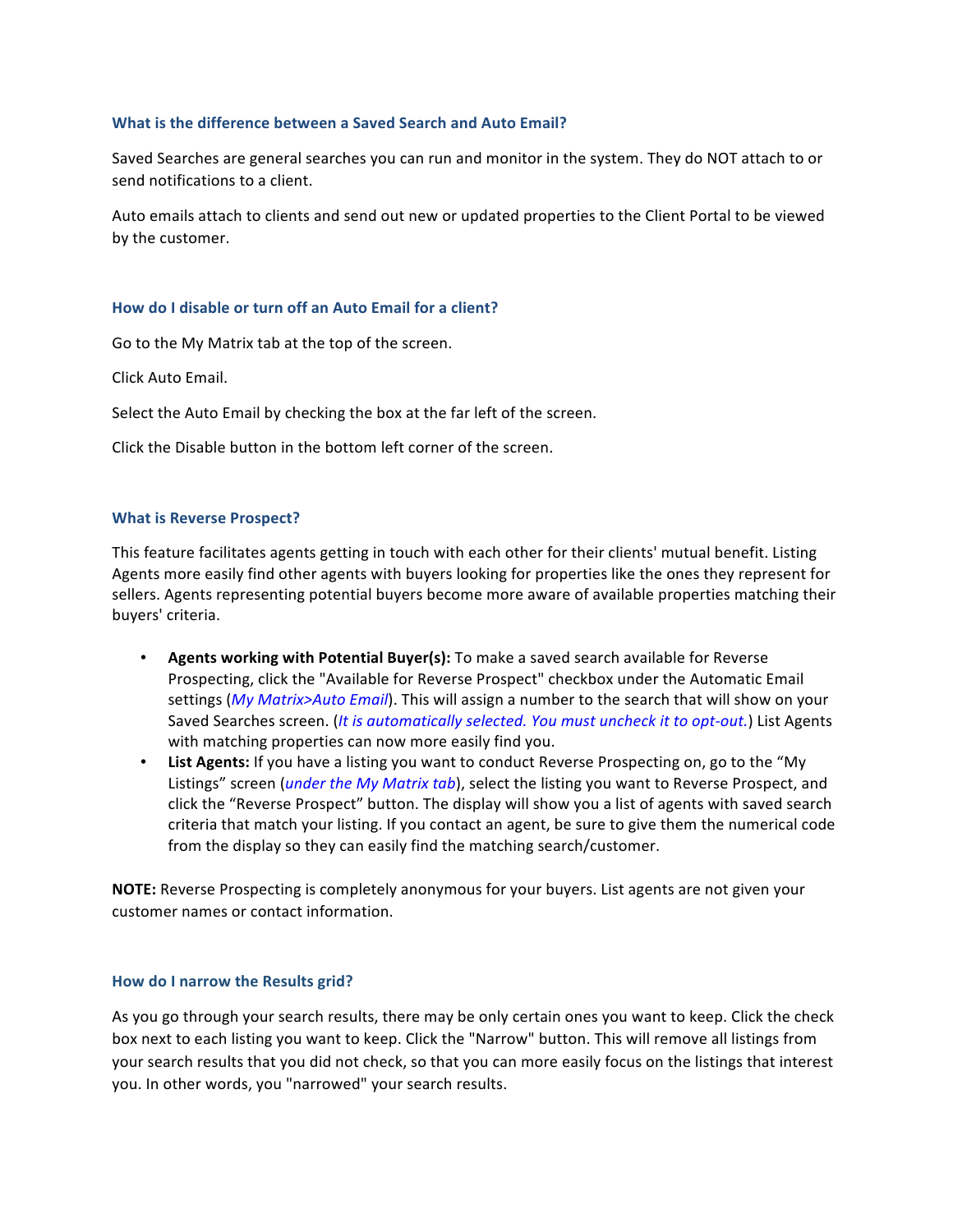### What is the difference between a Saved Search and Auto Email?

Saved Searches are general searches you can run and monitor in the system. They do NOT attach to or send notifications to a client.

Auto emails attach to clients and send out new or updated properties to the Client Portal to be viewed by the customer.

### How do I disable or turn off an Auto Email for a client?

Go to the My Matrix tab at the top of the screen.

Click Auto Email.

Select the Auto Email by checking the box at the far left of the screen.

Click the Disable button in the bottom left corner of the screen.

### What is Reverse Prospect?

This feature facilitates agents getting in touch with each other for their clients' mutual benefit. Listing Agents more easily find other agents with buyers looking for properties like the ones they represent for sellers. Agents representing potential buyers become more aware of available properties matching their buyers' criteria.

- **Agents working with Potential Buyer(s):** To make a saved search available for Reverse Prospecting, click the "Available for Reverse Prospect" checkbox under the Automatic Email settings (*My Matrix>Auto Email*). This will assign a number to the search that will show on your Saved Searches screen. (*It is automatically selected. You must uncheck it to opt-out.*) List Agents with matching properties can now more easily find you.
- **List Agents:** If you have a listing you want to conduct Reverse Prospecting on, go to the "My Listings" screen (*under the My Matrix tab*), select the listing you want to Reverse Prospect, and click the "Reverse Prospect" button. The display will show you a list of agents with saved search criteria that match your listing. If you contact an agent, be sure to give them the numerical code from the display so they can easily find the matching search/customer.

**NOTE:** Reverse Prospecting is completely anonymous for your buyers. List agents are not given your customer names or contact information.

### How do I narrow the Results grid?

As you go through your search results, there may be only certain ones you want to keep. Click the check box next to each listing you want to keep. Click the "Narrow" button. This will remove all listings from your search results that you did not check, so that you can more easily focus on the listings that interest you. In other words, you "narrowed" your search results.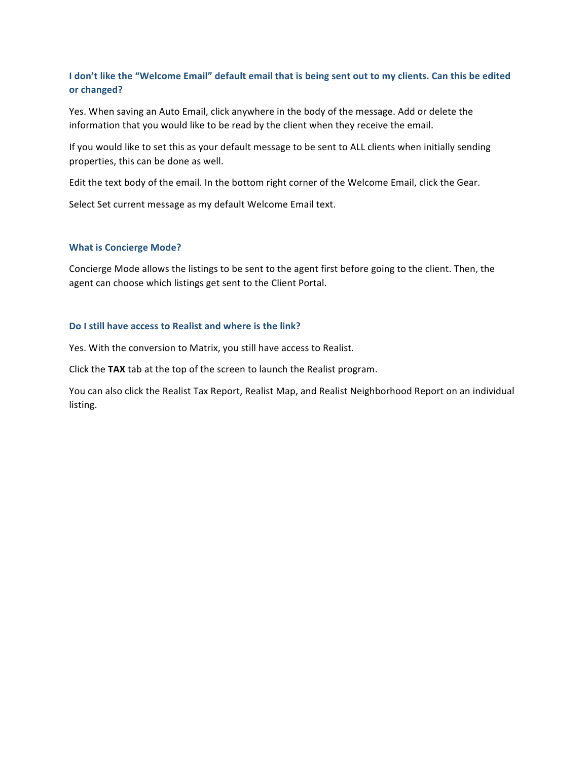### I don't like the "Welcome Email" default email that is being sent out to my clients. Can this be edited or changed?

Yes. When saving an Auto Email, click anywhere in the body of the message. Add or delete the information that you would like to be read by the client when they receive the email.

If you would like to set this as your default message to be sent to ALL clients when initially sending properties, this can be done as well.

Edit the text body of the email. In the bottom right corner of the Welcome Email, click the Gear.

Select Set current message as my default Welcome Email text.

### What is Concierge Mode?

Concierge Mode allows the listings to be sent to the agent first before going to the client. Then, the agent can choose which listings get sent to the Client Portal.

### Do I still have access to Realist and where is the link?

Yes. With the conversion to Matrix, you still have access to Realist.

Click the **TAX** tab at the top of the screen to launch the Realist program.

You can also click the Realist Tax Report, Realist Map, and Realist Neighborhood Report on an individual listing.